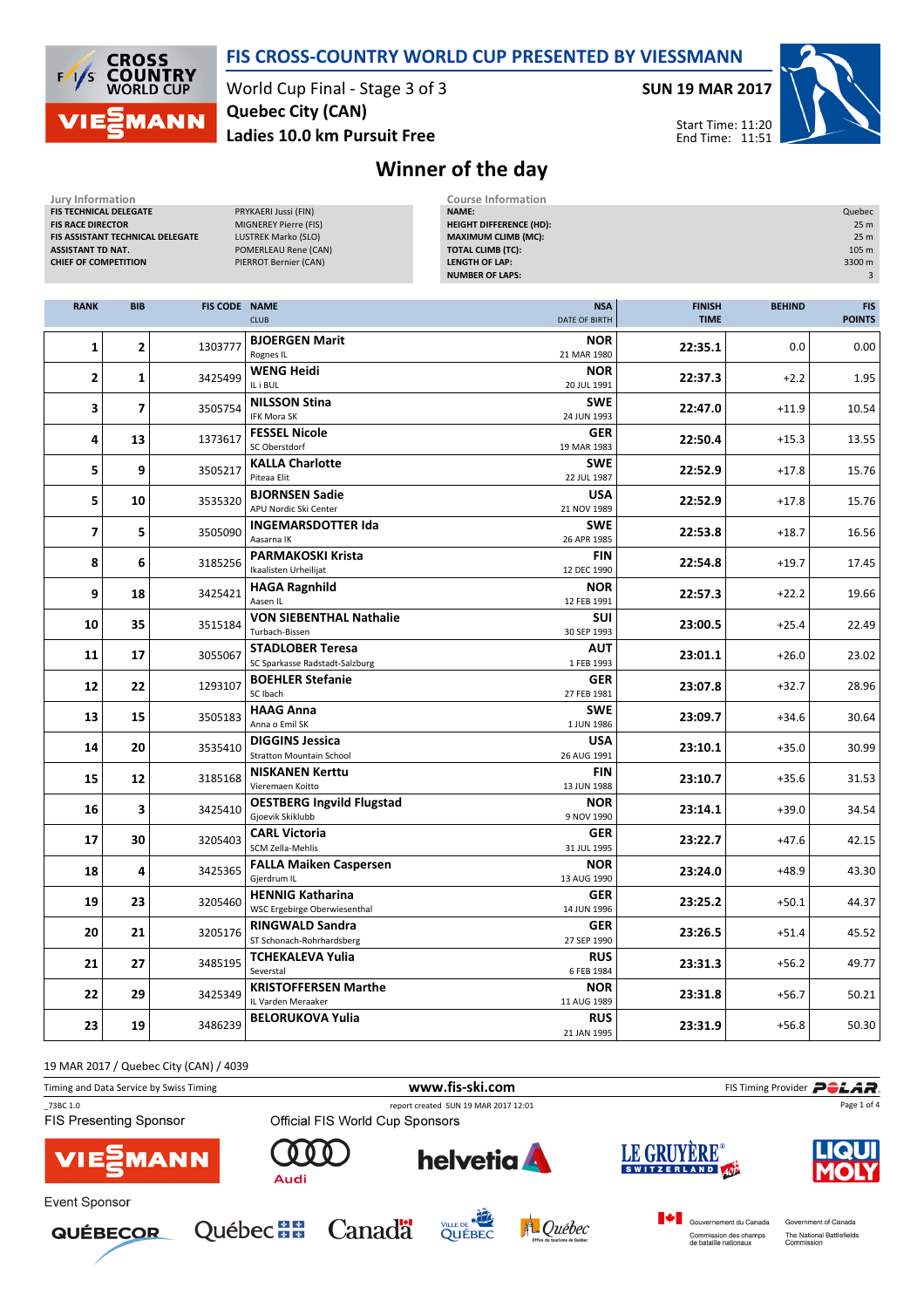# FIS CROSS-COUNTRY WORLD CUP PRESENTED BY VIESSMANN

World Cup Final - Stage 3 of 3

**Quebec City (CAN)**

**Ladies 10.0 km Pursuit Free**

**SUN 19 MAR 2017**

Start Time: 11:20
End Time: 11:51

## Winner of the day

**Jury Information**

| | |
|---|---|
| FIS TECHNICAL DELEGATE | PRYKAERI Jussi (FIN) |
| FIS RACE DIRECTOR | MIGNEREY Pierre (FIS) |
| FIS ASSISTANT TECHNICAL DELEGATE | LUSTREK Marko (SLO) |
| ASSISTANT TD NAT. | POMERLEAU Rene (CAN) |
| CHIEF OF COMPETITION | PIERROT Bernier (CAN) |

**Course Information**

| | |
|---|---|
| NAME: | Quebec |
| HEIGHT DIFFERENCE (HD): | 25 m |
| MAXIMUM CLIMB (MC): | 25 m |
| TOTAL CLIMB (TC): | 105 m |
| LENGTH OF LAP: | 3300 m |
| NUMBER OF LAPS: | 3 |

| RANK | BIB | FIS CODE | NAME / CLUB | NSA / DATE OF BIRTH | FINISH TIME | BEHIND | FIS POINTS |
|---|---|---|---|---|---|---|---|
| 1 | 2 | 1303777 | **BJOERGEN Marit** Rognes IL | **NOR** 21 MAR 1980 | **22:35.1** | 0.0 | 0.00 |
| 2 | 1 | 3425499 | **WENG Heidi** IL i BUL | **NOR** 20 JUL 1991 | **22:37.3** | +2.2 | 1.95 |
| 3 | 7 | 3505754 | **NILSSON Stina** IFK Mora SK | **SWE** 24 JUN 1993 | **22:47.0** | +11.9 | 10.54 |
| 4 | 13 | 1373617 | **FESSEL Nicole** SC Oberstdorf | **GER** 19 MAR 1983 | **22:50.4** | +15.3 | 13.55 |
| 5 | 9 | 3505217 | **KALLA Charlotte** Piteaa Elit | **SWE** 22 JUL 1987 | **22:52.9** | +17.8 | 15.76 |
| 5 | 10 | 3535320 | **BJORNSEN Sadie** APU Nordic Ski Center | **USA** 21 NOV 1989 | **22:52.9** | +17.8 | 15.76 |
| 7 | 5 | 3505090 | **INGEMARSDOTTER Ida** Aasarna IK | **SWE** 26 APR 1985 | **22:53.8** | +18.7 | 16.56 |
| 8 | 6 | 3185256 | **PARMAKOSKI Krista** Ikaalisten Urheilijat | **FIN** 12 DEC 1990 | **22:54.8** | +19.7 | 17.45 |
| 9 | 18 | 3425421 | **HAGA Ragnhild** Aasen IL | **NOR** 12 FEB 1991 | **22:57.3** | +22.2 | 19.66 |
| 10 | 35 | 3515184 | **VON SIEBENTHAL Nathalie** Turbach-Bissen | **SUI** 30 SEP 1993 | **23:00.5** | +25.4 | 22.49 |
| 11 | 17 | 3055067 | **STADLOBER Teresa** SC Sparkasse Radstadt-Salzburg | **AUT** 1 FEB 1993 | **23:01.1** | +26.0 | 23.02 |
| 12 | 22 | 1293107 | **BOEHLER Stefanie** SC Ibach | **GER** 27 FEB 1981 | **23:07.8** | +32.7 | 28.96 |
| 13 | 15 | 3505183 | **HAAG Anna** Anna o Emil SK | **SWE** 1 JUN 1986 | **23:09.7** | +34.6 | 30.64 |
| 14 | 20 | 3535410 | **DIGGINS Jessica** Stratton Mountain School | **USA** 26 AUG 1991 | **23:10.1** | +35.0 | 30.99 |
| 15 | 12 | 3185168 | **NISKANEN Kerttu** Vieremaen Koitto | **FIN** 13 JUN 1988 | **23:10.7** | +35.6 | 31.53 |
| 16 | 3 | 3425410 | **OESTBERG Ingvild Flugstad** Gjoevik Skiklubb | **NOR** 9 NOV 1990 | **23:14.1** | +39.0 | 34.54 |
| 17 | 30 | 3205403 | **CARL Victoria** SCM Zella-Mehlis | **GER** 31 JUL 1995 | **23:22.7** | +47.6 | 42.15 |
| 18 | 4 | 3425365 | **FALLA Maiken Caspersen** Gjerdrum IL | **NOR** 13 AUG 1990 | **23:24.0** | +48.9 | 43.30 |
| 19 | 23 | 3205460 | **HENNIG Katharina** WSC Ergebirge Oberwiesenthal | **GER** 14 JUN 1996 | **23:25.2** | +50.1 | 44.37 |
| 20 | 21 | 3205176 | **RINGWALD Sandra** ST Schonach-Rohrhardsberg | **GER** 27 SEP 1990 | **23:26.5** | +51.4 | 45.52 |
| 21 | 27 | 3485195 | **TCHEKALEVA Yulia** Severstal | **RUS** 6 FEB 1984 | **23:31.3** | +56.2 | 49.77 |
| 22 | 29 | 3425349 | **KRISTOFFERSEN Marthe** IL Varden Meraaker | **NOR** 11 AUG 1989 | **23:31.8** | +56.7 | 50.21 |
| 23 | 19 | 3486239 | **BELORUKOVA Yulia** | **RUS** 21 JAN 1995 | **23:31.9** | +56.8 | 50.30 |

19 MAR 2017 / Quebec City (CAN) / 4039

Timing and Data Service by Swiss Timing — www.fis-ski.com — FIS Timing Provider POLAR

_73BC 1.0 — report created SUN 19 MAR 2017 12:01

FIS Presenting Sponsor: VIESSMANN

Official FIS World Cup Sponsors: Audi, helvetia, LE GRUYÈRE SWITZERLAND AOP, LIQUI MOLY

Event Sponsor: QUÉBECOR, Québec, Canada, Ville de Québec, Québec Office du tourisme de Québec, Gouvernement du Canada Commission des champs de bataille nationaux / Government of Canada The National Battlefields Commission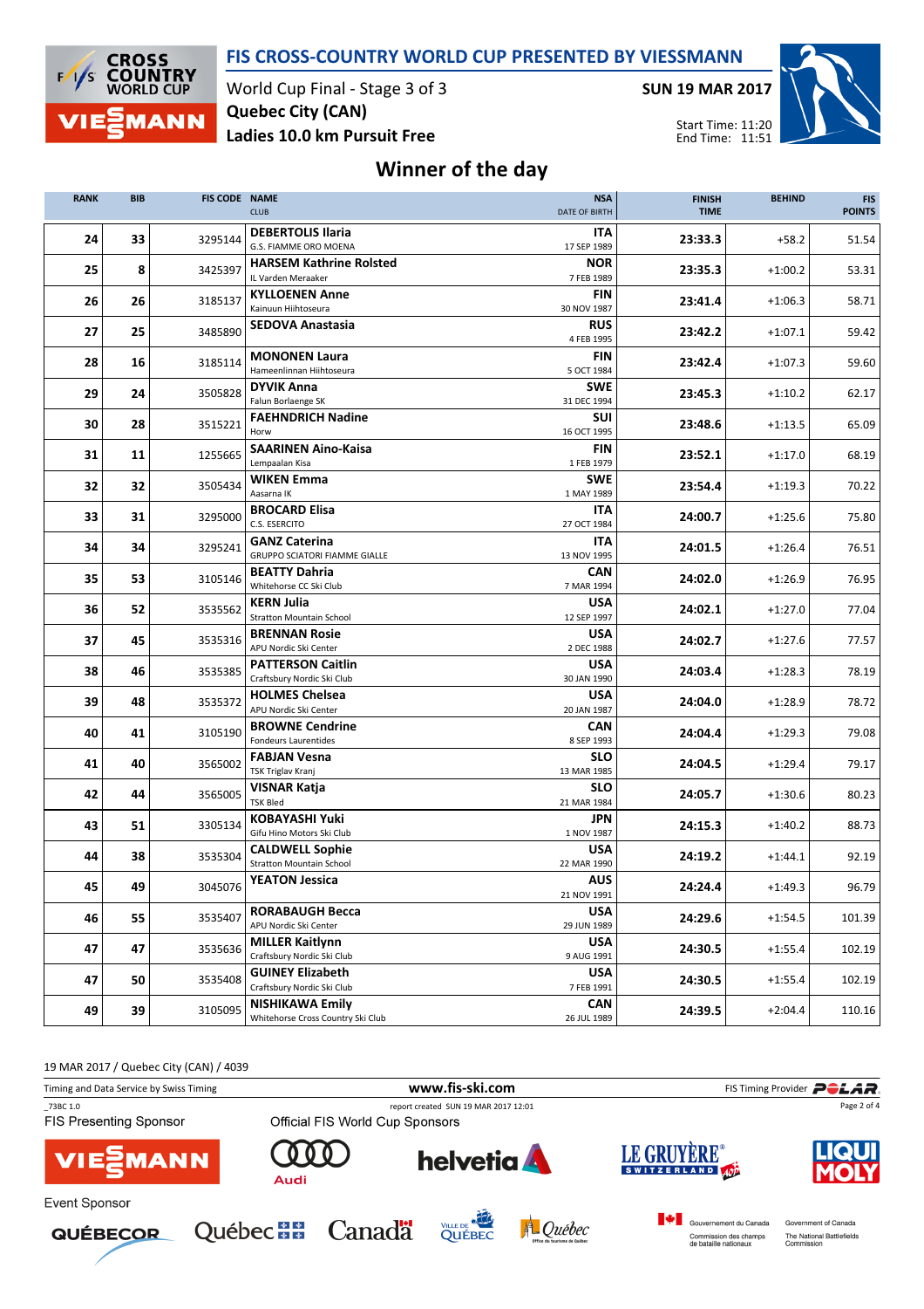# FIS CROSS-COUNTRY WORLD CUP PRESENTED BY VIESSMANN

World Cup Final - Stage 3 of 3

**Quebec City (CAN)**

**Ladies 10.0 km Pursuit Free**

**SUN 19 MAR 2017**

Start Time: 11:20
End Time: 11:51

## Winner of the day

| RANK | BIB | FIS CODE | NAME / CLUB | NSA / DATE OF BIRTH | FINISH TIME | BEHIND | FIS POINTS |
|---|---|---|---|---|---|---|---|
| 24 | 33 | 3295144 | **DEBERTOLIS Ilaria** G.S. FIAMME ORO MOENA | **ITA** 17 SEP 1989 | **23:33.3** | +58.2 | 51.54 |
| 25 | 8 | 3425397 | **HARSEM Kathrine Rolsted** IL Varden Meraaker | **NOR** 7 FEB 1989 | **23:35.3** | +1:00.2 | 53.31 |
| 26 | 26 | 3185137 | **KYLLOENEN Anne** Kainuun Hiihtoseura | **FIN** 30 NOV 1987 | **23:41.4** | +1:06.3 | 58.71 |
| 27 | 25 | 3485890 | **SEDOVA Anastasia** | **RUS** 4 FEB 1995 | **23:42.2** | +1:07.1 | 59.42 |
| 28 | 16 | 3185114 | **MONONEN Laura** Hameenlinnan Hiihtoseura | **FIN** 5 OCT 1984 | **23:42.4** | +1:07.3 | 59.60 |
| 29 | 24 | 3505828 | **DYVIK Anna** Falun Borlaenge SK | **SWE** 31 DEC 1994 | **23:45.3** | +1:10.2 | 62.17 |
| 30 | 28 | 3515221 | **FAEHNDRICH Nadine** Horw | **SUI** 16 OCT 1995 | **23:48.6** | +1:13.5 | 65.09 |
| 31 | 11 | 1255665 | **SAARINEN Aino-Kaisa** Lempaalan Kisa | **FIN** 1 FEB 1979 | **23:52.1** | +1:17.0 | 68.19 |
| 32 | 32 | 3505434 | **WIKEN Emma** Aasarna IK | **SWE** 1 MAY 1989 | **23:54.4** | +1:19.3 | 70.22 |
| 33 | 31 | 3295000 | **BROCARD Elisa** C.S. ESERCITO | **ITA** 27 OCT 1984 | **24:00.7** | +1:25.6 | 75.80 |
| 34 | 34 | 3295241 | **GANZ Caterina** GRUPPO SCIATORI FIAMME GIALLE | **ITA** 13 NOV 1995 | **24:01.5** | +1:26.4 | 76.51 |
| 35 | 53 | 3105146 | **BEATTY Dahria** Whitehorse CC Ski Club | **CAN** 7 MAR 1994 | **24:02.0** | +1:26.9 | 76.95 |
| 36 | 52 | 3535562 | **KERN Julia** Stratton Mountain School | **USA** 12 SEP 1997 | **24:02.1** | +1:27.0 | 77.04 |
| 37 | 45 | 3535316 | **BRENNAN Rosie** APU Nordic Ski Center | **USA** 2 DEC 1988 | **24:02.7** | +1:27.6 | 77.57 |
| 38 | 46 | 3535385 | **PATTERSON Caitlin** Craftsbury Nordic Ski Club | **USA** 30 JAN 1990 | **24:03.4** | +1:28.3 | 78.19 |
| 39 | 48 | 3535372 | **HOLMES Chelsea** APU Nordic Ski Center | **USA** 20 JAN 1987 | **24:04.0** | +1:28.9 | 78.72 |
| 40 | 41 | 3105190 | **BROWNE Cendrine** Fondeurs Laurentides | **CAN** 8 SEP 1993 | **24:04.4** | +1:29.3 | 79.08 |
| 41 | 40 | 3565002 | **FABJAN Vesna** TSK Triglav Kranj | **SLO** 13 MAR 1985 | **24:04.5** | +1:29.4 | 79.17 |
| 42 | 44 | 3565005 | **VISNAR Katja** TSK Bled | **SLO** 21 MAR 1984 | **24:05.7** | +1:30.6 | 80.23 |
| 43 | 51 | 3305134 | **KOBAYASHI Yuki** Gifu Hino Motors Ski Club | **JPN** 1 NOV 1987 | **24:15.3** | +1:40.2 | 88.73 |
| 44 | 38 | 3535304 | **CALDWELL Sophie** Stratton Mountain School | **USA** 22 MAR 1990 | **24:19.2** | +1:44.1 | 92.19 |
| 45 | 49 | 3045076 | **YEATON Jessica** | **AUS** 21 NOV 1991 | **24:24.4** | +1:49.3 | 96.79 |
| 46 | 55 | 3535407 | **RORABAUGH Becca** APU Nordic Ski Center | **USA** 29 JUN 1989 | **24:29.6** | +1:54.5 | 101.39 |
| 47 | 47 | 3535636 | **MILLER Kaitlynn** Craftsbury Nordic Ski Club | **USA** 9 AUG 1991 | **24:30.5** | +1:55.4 | 102.19 |
| 47 | 50 | 3535408 | **GUINEY Elizabeth** Craftsbury Nordic Ski Club | **USA** 7 FEB 1991 | **24:30.5** | +1:55.4 | 102.19 |
| 49 | 39 | 3105095 | **NISHIKAWA Emily** Whitehorse Cross Country Ski Club | **CAN** 26 JUL 1989 | **24:39.5** | +2:04.4 | 110.16 |

19 MAR 2017 / Quebec City (CAN) / 4039

Timing and Data Service by Swiss Timing — www.fis-ski.com — FIS Timing Provider POLAR

_73BC 1.0 — report created SUN 19 MAR 2017 12:01

FIS Presenting Sponsor: VIESSMANN — Official FIS World Cup Sponsors: Audi, helvetia, LE GRUYÈRE SWITZERLAND AOP, LIQUI MOLY

Event Sponsor: QUÉBECOR, Québec, Canada, Ville de Québec, Québec Office du tourisme de Québec, Gouvernement du Canada Commission des champs de bataille nationaux / Government of Canada The National Battlefields Commission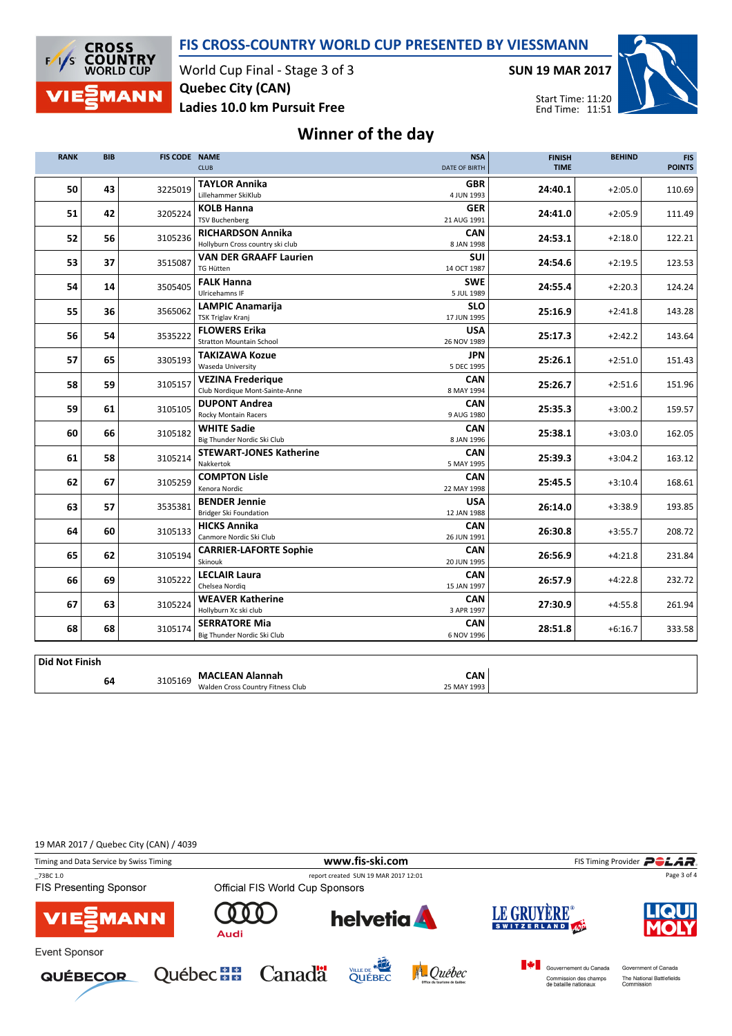# FIS CROSS-COUNTRY WORLD CUP PRESENTED BY VIESSMANN

World Cup Final - Stage 3 of 3

**Quebec City (CAN)**

**Ladies 10.0 km Pursuit Free**

**SUN 19 MAR 2017**

Start Time: 11:20
End Time: 11:51

## Winner of the day

| RANK | BIB | FIS CODE | NAME / CLUB | NSA / DATE OF BIRTH | FINISH TIME | BEHIND | FIS POINTS |
|---|---|---|---|---|---|---|---|
| 50 | 43 | 3225019 | **TAYLOR Annika** Lillehammer SkiKlub | **GBR** 4 JUN 1993 | **24:40.1** | +2:05.0 | 110.69 |
| 51 | 42 | 3205224 | **KOLB Hanna** TSV Buchenberg | **GER** 21 AUG 1991 | **24:41.0** | +2:05.9 | 111.49 |
| 52 | 56 | 3105236 | **RICHARDSON Annika** Hollyburn Cross country ski club | **CAN** 8 JAN 1998 | **24:53.1** | +2:18.0 | 122.21 |
| 53 | 37 | 3515087 | **VAN DER GRAAFF Laurien** TG Hütten | **SUI** 14 OCT 1987 | **24:54.6** | +2:19.5 | 123.53 |
| 54 | 14 | 3505405 | **FALK Hanna** Ulricehamns IF | **SWE** 5 JUL 1989 | **24:55.4** | +2:20.3 | 124.24 |
| 55 | 36 | 3565062 | **LAMPIC Anamarija** TSK Triglav Kranj | **SLO** 17 JUN 1995 | **25:16.9** | +2:41.8 | 143.28 |
| 56 | 54 | 3535222 | **FLOWERS Erika** Stratton Mountain School | **USA** 26 NOV 1989 | **25:17.3** | +2:42.2 | 143.64 |
| 57 | 65 | 3305193 | **TAKIZAWA Kozue** Waseda University | **JPN** 5 DEC 1995 | **25:26.1** | +2:51.0 | 151.43 |
| 58 | 59 | 3105157 | **VEZINA Frederique** Club Nordique Mont-Sainte-Anne | **CAN** 8 MAY 1994 | **25:26.7** | +2:51.6 | 151.96 |
| 59 | 61 | 3105105 | **DUPONT Andrea** Rocky Montain Racers | **CAN** 9 AUG 1980 | **25:35.3** | +3:00.2 | 159.57 |
| 60 | 66 | 3105182 | **WHITE Sadie** Big Thunder Nordic Ski Club | **CAN** 8 JAN 1996 | **25:38.1** | +3:03.0 | 162.05 |
| 61 | 58 | 3105214 | **STEWART-JONES Katherine** Nakkertok | **CAN** 5 MAY 1995 | **25:39.3** | +3:04.2 | 163.12 |
| 62 | 67 | 3105259 | **COMPTON Lisle** Kenora Nordic | **CAN** 22 MAY 1998 | **25:45.5** | +3:10.4 | 168.61 |
| 63 | 57 | 3535381 | **BENDER Jennie** Bridger Ski Foundation | **USA** 12 JAN 1988 | **26:14.0** | +3:38.9 | 193.85 |
| 64 | 60 | 3105133 | **HICKS Annika** Canmore Nordic Ski Club | **CAN** 26 JUN 1991 | **26:30.8** | +3:55.7 | 208.72 |
| 65 | 62 | 3105194 | **CARRIER-LAFORTE Sophie** Skinouk | **CAN** 20 JUN 1995 | **26:56.9** | +4:21.8 | 231.84 |
| 66 | 69 | 3105222 | **LECLAIR Laura** Chelsea Nordiq | **CAN** 15 JAN 1997 | **26:57.9** | +4:22.8 | 232.72 |
| 67 | 63 | 3105224 | **WEAVER Katherine** Hollyburn Xc ski club | **CAN** 3 APR 1997 | **27:30.9** | +4:55.8 | 261.94 |
| 68 | 68 | 3105174 | **SERRATORE Mia** Big Thunder Nordic Ski Club | **CAN** 6 NOV 1996 | **28:51.8** | +6:16.7 | 333.58 |

**Did Not Finish**

| RANK | BIB | FIS CODE | NAME / CLUB | NSA / DATE OF BIRTH |
|---|---|---|---|---|
| | 64 | 3105169 | **MACLEAN Alannah** Walden Cross Country Fitness Club | **CAN** 25 MAY 1993 |

19 MAR 2017 / Quebec City (CAN) / 4039

Timing and Data Service by Swiss Timing — www.fis-ski.com — FIS Timing Provider POLAR

_73BC 1.0 — report created SUN 19 MAR 2017 12:01

FIS Presenting Sponsor: Viessmann — Official FIS World Cup Sponsors: Audi, helvetia, Le Gruyère Switzerland, Liqui Moly

Event Sponsor: Québecor, Québec, Canada, Ville de Québec, Québec Office du tourisme de Québec, Gouvernement du Canada Commission des champs de bataille nationaux / Government of Canada The National Battlefields Commission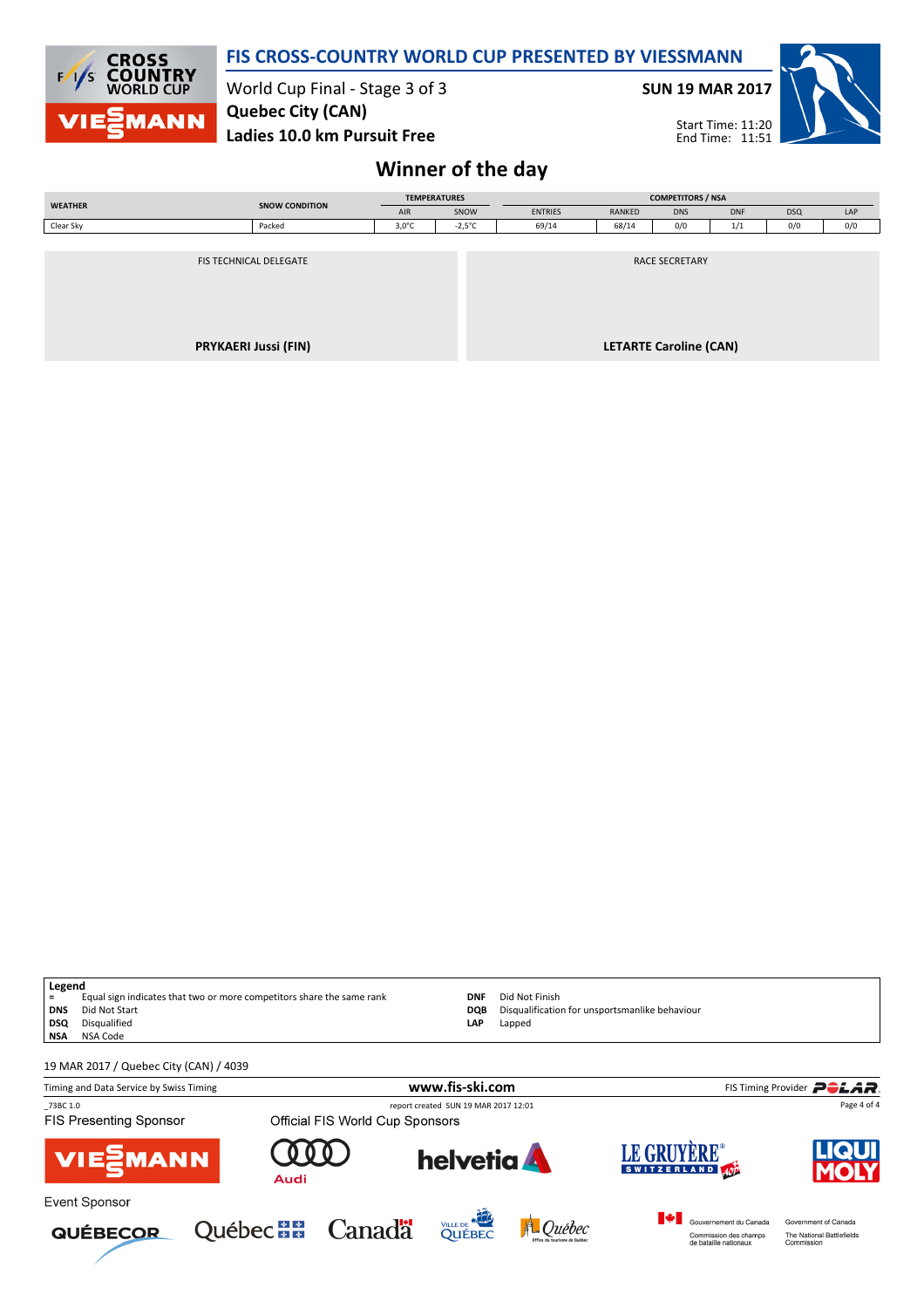# FIS CROSS-COUNTRY WORLD CUP PRESENTED BY VIESSMANN

World Cup Final - Stage 3 of 3

**SUN 19 MAR 2017**

**Quebec City (CAN)**

**Ladies 10.0 km Pursuit Free**

Start Time: 11:20
End Time: 11:51

## Winner of the day

| WEATHER | SNOW CONDITION | TEMPERATURES | | COMPETITORS / NSA | | | | | |
|---|---|---|---|---|---|---|---|---|---|
| | | AIR | SNOW | ENTRIES | RANKED | DNS | DNF | DSQ | LAP |
| Clear Sky | Packed | 3,0°C | -2,5°C | 69/14 | 68/14 | 0/0 | 1/1 | 0/0 | 0/0 |

| FIS TECHNICAL DELEGATE | RACE SECRETARY |
|---|---|
| **PRYKAERI Jussi (FIN)** | **LETARTE Caroline (CAN)** |

**Legend**

| | | | |
|---|---|---|---|
| = | Equal sign indicates that two or more competitors share the same rank | **DNF** | Did Not Finish |
| **DNS** | Did Not Start | **DQB** | Disqualification for unsportsmanlike behaviour |
| **DSQ** | Disqualified | **LAP** | Lapped |
| **NSA** | NSA Code | | |

19 MAR 2017 / Quebec City (CAN) / 4039

Timing and Data Service by Swiss Timing — www.fis-ski.com — FIS Timing Provider POLAR

_73BC 1.0 — report created SUN 19 MAR 2017 12:01

FIS Presenting Sponsor: VIESSMANN

Official FIS World Cup Sponsors: Audi, helvetia, LE GRUYÈRE SWITZERLAND AOP, LIQUI MOLY

Event Sponsor: QUÉBECOR, Québec, Canada, Ville de Québec, Québec Office du tourisme de Québec, Gouvernement du Canada Commission des champs de bataille nationaux, Government of Canada The National Battlefields Commission